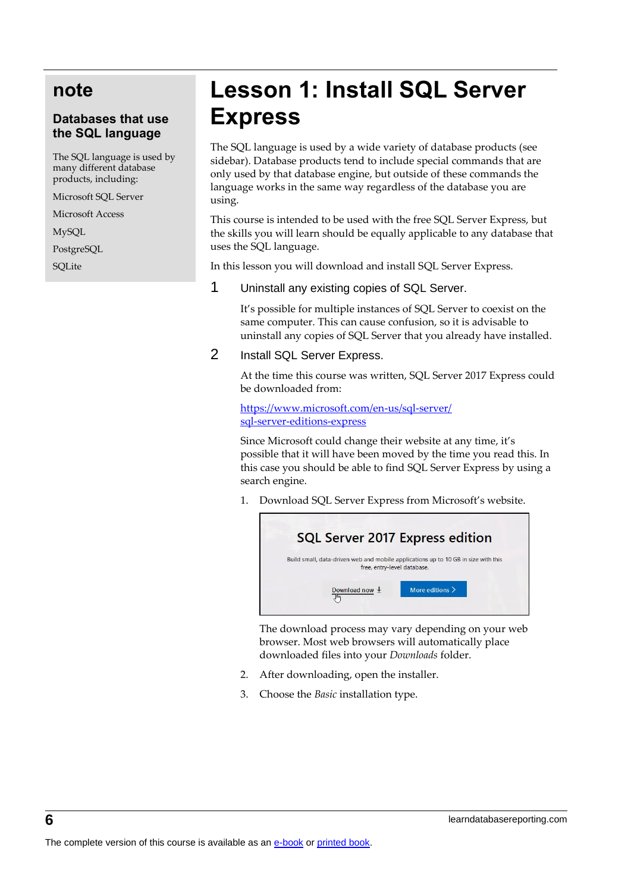# Lesson 1: Install SQL Server Express

The SQL language is used by a wide variety of database products (see sidebar). Database products tend to include special commands that are only used by that database engine, but outside of these commands the language works in the same way regardless of the database you are using.

This course is intended to be used with the free SQL Server Express, but the skills you will learn should be equally applicable to any database that uses the SQL language.

In this lesson you will download and install SQL Server Express.

## note

### Databases that use the SQL language

The SQL language is used by many different database products, including:

Microsoft SQL Server

Microsoft Access

MySQL

PostgreSQL

SQLite

1 Uninstall any existing copies of SQL Server.

It's possible for multiple instances of SQL Server to coexist on the same computer. This can cause confusion, so it is advisable to uninstall any copies of SQL Server that you already have installed.

2 Install SQL Server Express.

At the time this course was written, SQL Server 2017 Express could be downloaded from:

[https://www.microsoft.com/en-us/sql-server/sql-server-editions-express](https://www.microsoft.com/en-us/sql-server/sql-server-editions-express)

Since Microsoft could change their website at any time, it's possible that it will have been moved by the time you read this. In this case you should be able to find SQL Server Express by using a search engine.

1. Download SQL Server Express from Microsoft's website.

   SQL Server 2017 Express edition

   Build small, data-driven web and mobile applications up to 10 GB in size with this free, entry-level database.

   Download now ↓ More editions >

   The download process may vary depending on your web browser. Most web browsers will automatically place downloaded files into your *Downloads* folder.

2. After downloading, open the installer.
3. Choose the *Basic* installation type.

The complete version of this course is available as an e-book or printed book.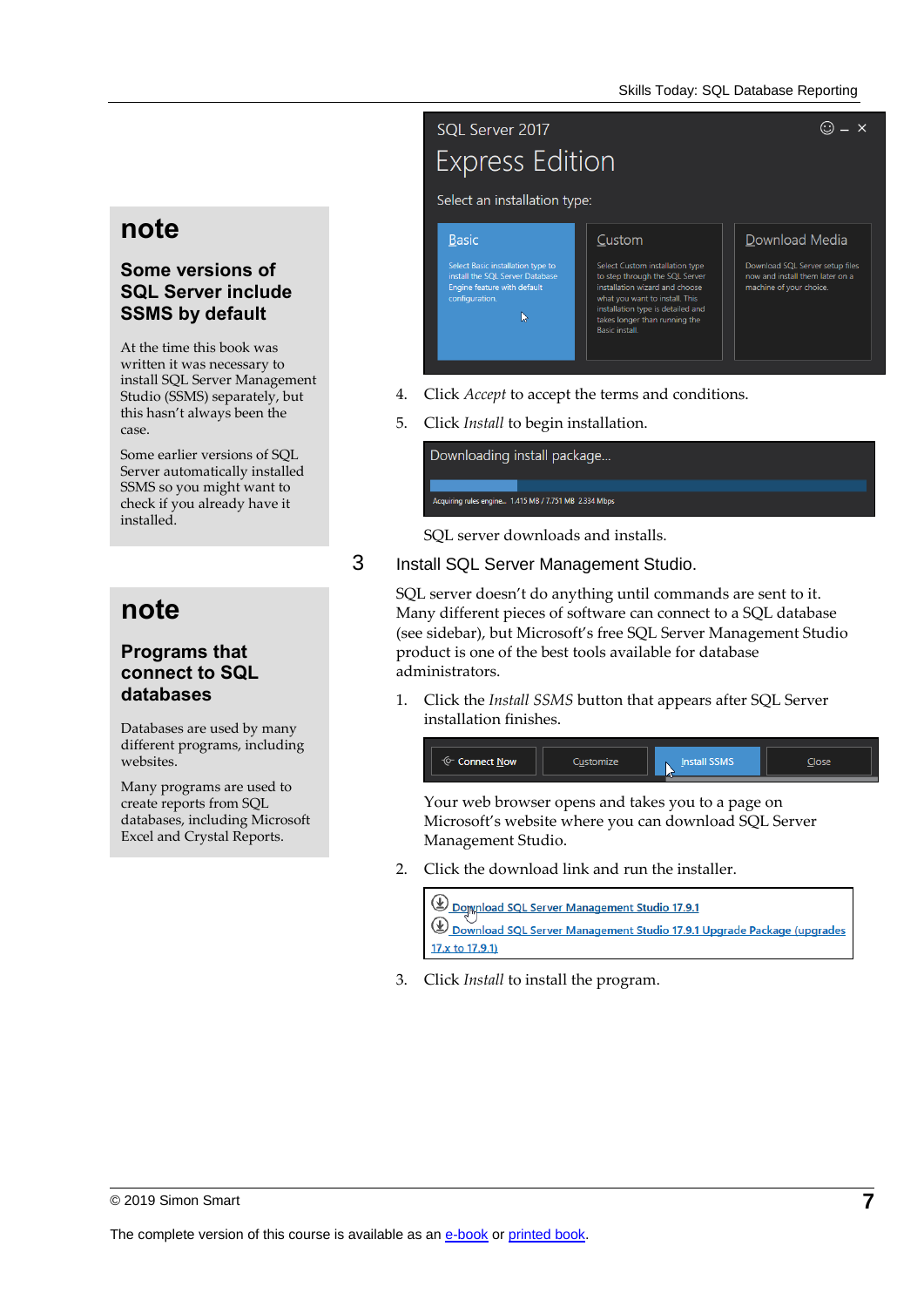> **note**
>
> **Some versions of SQL Server include SSMS by default**
>
> At the time this book was written it was necessary to install SQL Server Management Studio (SSMS) separately, but this hasn't always been the case.
>
> Some earlier versions of SQL Server automatically installed SSMS so you might want to check if you already have it installed.

4. Click *Accept* to accept the terms and conditions.
5. Click *Install* to begin installation.

SQL server downloads and installs.

## 3 Install SQL Server Management Studio.

SQL server doesn't do anything until commands are sent to it. Many different pieces of software can connect to a SQL database (see sidebar), but Microsoft's free SQL Server Management Studio product is one of the best tools available for database administrators.

1. Click the *Install SSMS* button that appears after SQL Server installation finishes.

   Your web browser opens and takes you to a page on Microsoft's website where you can download SQL Server Management Studio.

2. Click the download link and run the installer.
3. Click *Install* to install the program.

> **note**
>
> **Programs that connect to SQL databases**
>
> Databases are used by many different programs, including websites.
>
> Many programs are used to create reports from SQL databases, including Microsoft Excel and Crystal Reports.

The complete version of this course is available as an e-book or printed book.